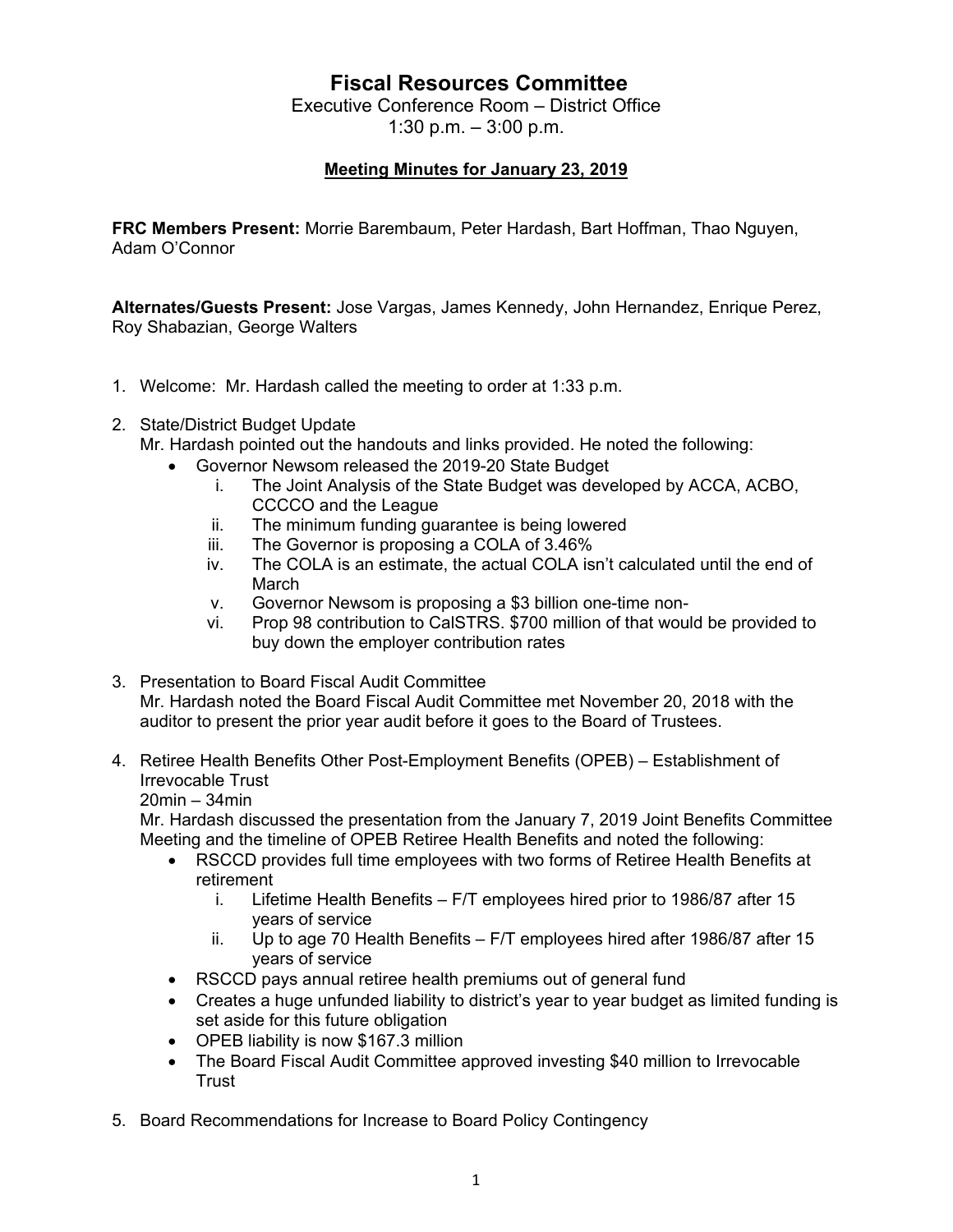# Fiscal Resources Committee

Executive Conference Room – District Office
1:30 p.m. – 3:00 p.m.

**Meeting Minutes for January 23, 2019**

**FRC Members Present:** Morrie Barembaum, Peter Hardash, Bart Hoffman, Thao Nguyen, Adam O'Connor

**Alternates/Guests Present:** Jose Vargas, James Kennedy, John Hernandez, Enrique Perez, Roy Shabazian, George Walters

1. Welcome: Mr. Hardash called the meeting to order at 1:33 p.m.

2. State/District Budget Update
   Mr. Hardash pointed out the handouts and links provided. He noted the following:
   - Governor Newsom released the 2019-20 State Budget
     i. The Joint Analysis of the State Budget was developed by ACCA, ACBO, CCCCO and the League
     ii. The minimum funding guarantee is being lowered
     iii. The Governor is proposing a COLA of 3.46%
     iv. The COLA is an estimate, the actual COLA isn't calculated until the end of March
     v. Governor Newsom is proposing a $3 billion one-time non-
     vi. Prop 98 contribution to CalSTRS. $700 million of that would be provided to buy down the employer contribution rates

3. Presentation to Board Fiscal Audit Committee
   Mr. Hardash noted the Board Fiscal Audit Committee met November 20, 2018 with the auditor to present the prior year audit before it goes to the Board of Trustees.

4. Retiree Health Benefits Other Post-Employment Benefits (OPEB) – Establishment of Irrevocable Trust
   20min – 34min
   Mr. Hardash discussed the presentation from the January 7, 2019 Joint Benefits Committee Meeting and the timeline of OPEB Retiree Health Benefits and noted the following:
   - RSCCD provides full time employees with two forms of Retiree Health Benefits at retirement
     i. Lifetime Health Benefits – F/T employees hired prior to 1986/87 after 15 years of service
     ii. Up to age 70 Health Benefits – F/T employees hired after 1986/87 after 15 years of service
   - RSCCD pays annual retiree health premiums out of general fund
   - Creates a huge unfunded liability to district's year to year budget as limited funding is set aside for this future obligation
   - OPEB liability is now $167.3 million
   - The Board Fiscal Audit Committee approved investing $40 million to Irrevocable Trust

5. Board Recommendations for Increase to Board Policy Contingency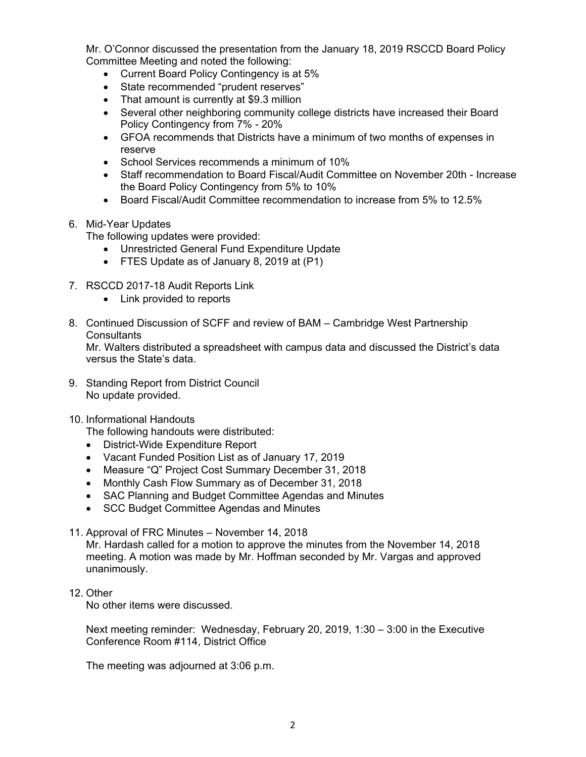Mr. O'Connor discussed the presentation from the January 18, 2019 RSCCD Board Policy Committee Meeting and noted the following:

- Current Board Policy Contingency is at 5%
- State recommended "prudent reserves"
- That amount is currently at $9.3 million
- Several other neighboring community college districts have increased their Board Policy Contingency from 7% - 20%
- GFOA recommends that Districts have a minimum of two months of expenses in reserve
- School Services recommends a minimum of 10%
- Staff recommendation to Board Fiscal/Audit Committee on November 20th - Increase the Board Policy Contingency from 5% to 10%
- Board Fiscal/Audit Committee recommendation to increase from 5% to 12.5%

6. Mid-Year Updates

   The following updates were provided:
   - Unrestricted General Fund Expenditure Update
   - FTES Update as of January 8, 2019 at (P1)

7. RSCCD 2017-18 Audit Reports Link
   - Link provided to reports

8. Continued Discussion of SCFF and review of BAM – Cambridge West Partnership Consultants

   Mr. Walters distributed a spreadsheet with campus data and discussed the District's data versus the State's data.

9. Standing Report from District Council

   No update provided.

10. Informational Handouts

    The following handouts were distributed:
    - District-Wide Expenditure Report
    - Vacant Funded Position List as of January 17, 2019
    - Measure "Q" Project Cost Summary December 31, 2018
    - Monthly Cash Flow Summary as of December 31, 2018
    - SAC Planning and Budget Committee Agendas and Minutes
    - SCC Budget Committee Agendas and Minutes

11. Approval of FRC Minutes – November 14, 2018

    Mr. Hardash called for a motion to approve the minutes from the November 14, 2018 meeting. A motion was made by Mr. Hoffman seconded by Mr. Vargas and approved unanimously.

12. Other

    No other items were discussed.

Next meeting reminder: Wednesday, February 20, 2019, 1:30 – 3:00 in the Executive Conference Room #114, District Office

The meeting was adjourned at 3:06 p.m.